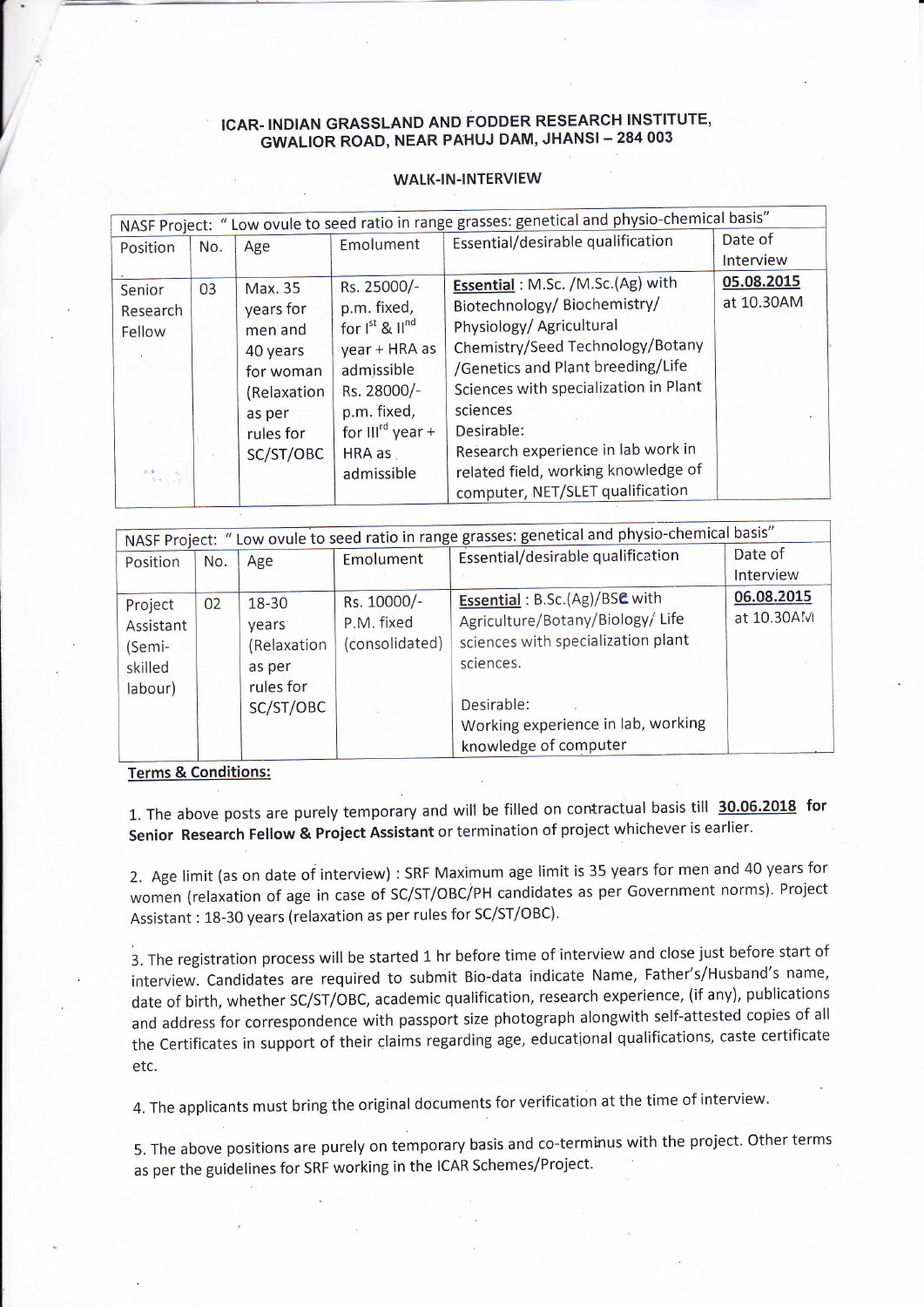# ICAR- INDIAN GRASSLAND AND FODDER RESEARCH INSTITUTE, GWALIOR ROAD, NEAR PAHUJ DAM, JHANSI – 284 003

## WALK-IN-INTERVIEW

| NASF Project: " Low ovule to seed ratio in range grasses: genetical and physio-chemical basis" | | | | | |
|---|---|---|---|---|---|
| Position | No. | Age | Emolument | Essential/desirable qualification | Date of Interview |
| Senior Research Fellow | 03 | Max. 35 years for men and 40 years for woman (Relaxation as per rules for SC/ST/OBC | Rs. 25000/- p.m. fixed, for I[st] & II[nd] year + HRA as admissible Rs. 28000/- p.m. fixed, for III[rd] year + HRA as admissible | **Essential** : M.Sc. /M.Sc.(Ag) with Biotechnology/ Biochemistry/ Physiology/ Agricultural Chemistry/Seed Technology/Botany /Genetics and Plant breeding/Life Sciences with specialization in Plant sciences<br>Desirable:<br>Research experience in lab work in related field, working knowledge of computer, NET/SLET qualification | **05.08.2015** at 10.30AM |

| NASF Project: " Low ovule to seed ratio in range grasses: genetical and physio-chemical basis" | | | | | |
|---|---|---|---|---|---|
| Position | No. | Age | Emolument | Essential/desirable qualification | Date of Interview |
| Project Assistant (Semi-skilled labour) | 02 | 18-30 years (Relaxation as per rules for SC/ST/OBC | Rs. 10000/- P.M. fixed (consolidated) | **Essential** : B.Sc.(Ag)/BSc with Agriculture/Botany/Biology/ Life sciences with specialization plant sciences.<br><br>Desirable:<br>Working experience in lab, working knowledge of computer | **06.08.2015** at 10.30AM |

**Terms & Conditions:**

1. The above posts are purely temporary and will be filled on contractual basis till **30.06.2018 for Senior Research Fellow & Project Assistant** or termination of project whichever is earlier.

2. Age limit (as on date of interview) : SRF Maximum age limit is 35 years for men and 40 years for women (relaxation of age in case of SC/ST/OBC/PH candidates as per Government norms). Project Assistant : 18-30 years (relaxation as per rules for SC/ST/OBC).

3. The registration process will be started 1 hr before time of interview and close just before start of interview. Candidates are required to submit Bio-data indicate Name, Father's/Husband's name, date of birth, whether SC/ST/OBC, academic qualification, research experience, (if any), publications and address for correspondence with passport size photograph alongwith self-attested copies of all the Certificates in support of their claims regarding age, educational qualifications, caste certificate etc.

4. The applicants must bring the original documents for verification at the time of interview.

5. The above positions are purely on temporary basis and co-terminus with the project. Other terms as per the guidelines for SRF working in the ICAR Schemes/Project.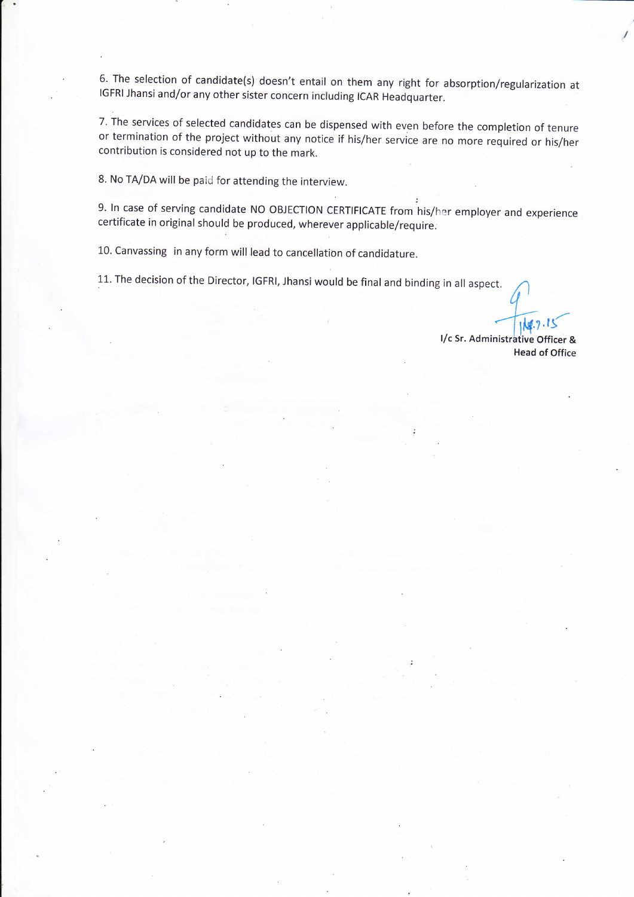6. The selection of candidate(s) doesn't entail on them any right for absorption/regularization at IGFRI Jhansi and/or any other sister concern including ICAR Headquarter.

7. The services of selected candidates can be dispensed with even before the completion of tenure or termination of the project without any notice if his/her service are no more required or his/her contribution is considered not up to the mark.

8. No TA/DA will be paid for attending the interview.

9. In case of serving candidate NO OBJECTION CERTIFICATE from his/her employer and experience certificate in original should be produced, wherever applicable/require.

10. Canvassing in any form will lead to cancellation of candidature.

11. The decision of the Director, IGFRI, Jhansi would be final and binding in all aspect.

1/6.7.15

I/c Sr. Administrative Officer &
Head of Office